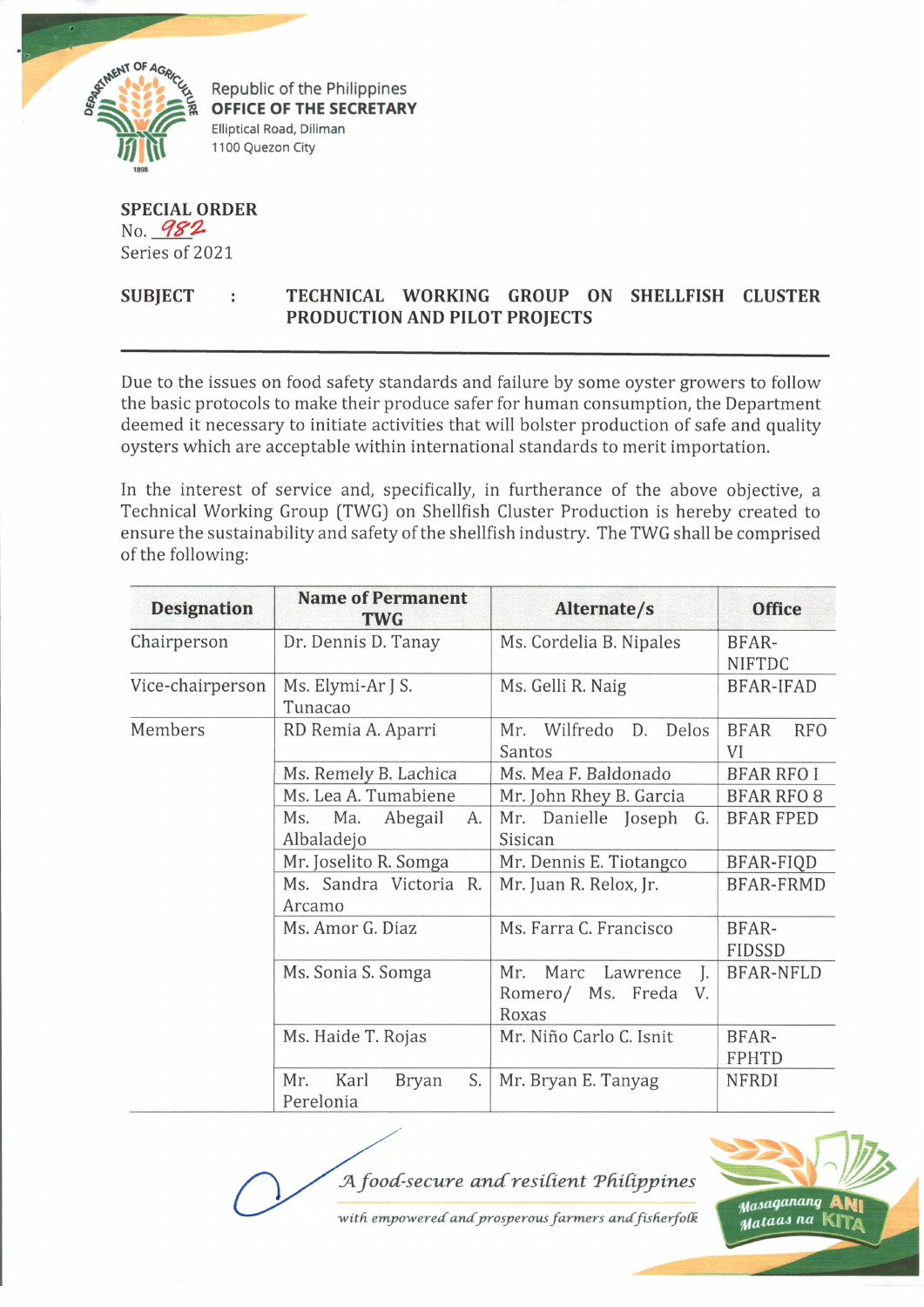Republic of the Philippines
**OFFICE OF THE SECRETARY**
Elliptical Road, Diliman
1100 Quezon City

**SPECIAL ORDER**
No. 982
Series of 2021

**SUBJECT : TECHNICAL WORKING GROUP ON SHELLFISH CLUSTER PRODUCTION AND PILOT PROJECTS**

---

Due to the issues on food safety standards and failure by some oyster growers to follow the basic protocols to make their produce safer for human consumption, the Department deemed it necessary to initiate activities that will bolster production of safe and quality oysters which are acceptable within international standards to merit importation.

In the interest of service and, specifically, in furtherance of the above objective, a Technical Working Group (TWG) on Shellfish Cluster Production is hereby created to ensure the sustainability and safety of the shellfish industry. The TWG shall be comprised of the following:

| Designation | Name of Permanent TWG | Alternate/s | Office |
|---|---|---|---|
| Chairperson | Dr. Dennis D. Tanay | Ms. Cordelia B. Nipales | BFAR-NIFTDC |
| Vice-chairperson | Ms. Elymi-Ar J S. Tunacao | Ms. Gelli R. Naig | BFAR-IFAD |
| Members | RD Remia A. Aparri | Mr. Wilfredo D. Delos Santos | BFAR RFO VI |
| | Ms. Remely B. Lachica | Ms. Mea F. Baldonado | BFAR RFO I |
| | Ms. Lea A. Tumabiene | Mr. John Rhey B. Garcia | BFAR RFO 8 |
| | Ms. Ma. Abegail A. Albaladejo | Mr. Danielle Joseph G. Sisican | BFAR FPED |
| | Mr. Joselito R. Somga | Mr. Dennis E. Tiotangco | BFAR-FIQD |
| | Ms. Sandra Victoria R. Arcamo | Mr. Juan R. Relox, Jr. | BFAR-FRMD |
| | Ms. Amor G. Diaz | Ms. Farra C. Francisco | BFAR-FIDSSD |
| | Ms. Sonia S. Somga | Mr. Marc Lawrence J. Romero/ Ms. Freda V. Roxas | BFAR-NFLD |
| | Ms. Haide T. Rojas | Mr. Niño Carlo C. Isnit | BFAR-FPHTD |
| | Mr. Karl Bryan S. Perelonia | Mr. Bryan E. Tanyag | NFRDI |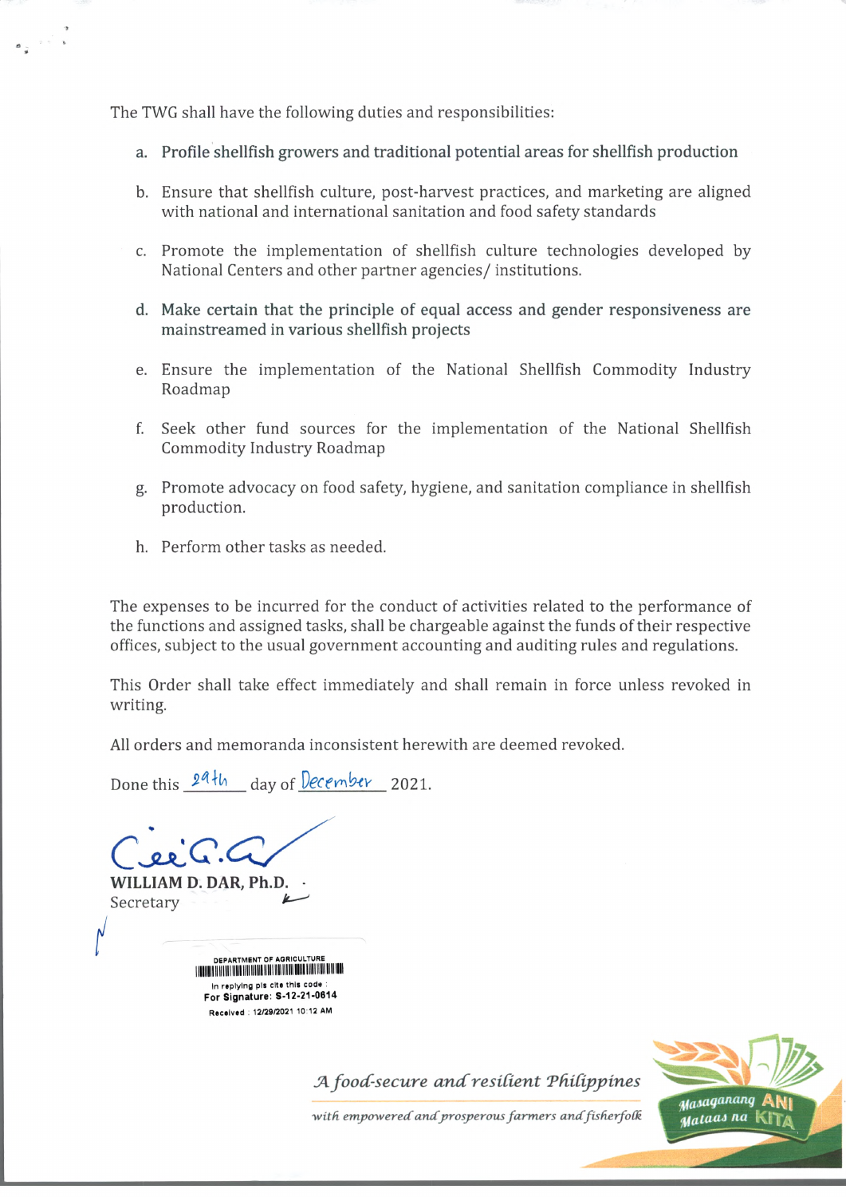The TWG shall have the following duties and responsibilities:

a. Profile shellfish growers and traditional potential areas for shellfish production

b. Ensure that shellfish culture, post-harvest practices, and marketing are aligned with national and international sanitation and food safety standards

c. Promote the implementation of shellfish culture technologies developed by National Centers and other partner agencies/ institutions.

d. Make certain that the principle of equal access and gender responsiveness are mainstreamed in various shellfish projects

e. Ensure the implementation of the National Shellfish Commodity Industry Roadmap

f. Seek other fund sources for the implementation of the National Shellfish Commodity Industry Roadmap

g. Promote advocacy on food safety, hygiene, and sanitation compliance in shellfish production.

h. Perform other tasks as needed.

The expenses to be incurred for the conduct of activities related to the performance of the functions and assigned tasks, shall be chargeable against the funds of their respective offices, subject to the usual government accounting and auditing rules and regulations.

This Order shall take effect immediately and shall remain in force unless revoked in writing.

All orders and memoranda inconsistent herewith are deemed revoked.

Done this 29th day of December 2021.

**WILLIAM D. DAR, Ph.D.**
Secretary

DEPARTMENT OF AGRICULTURE
In replying pls cite this code :
For Signature: S-12-21-0614
Received : 12/29/2021 10:12 AM

*A food-secure and resilient Philippines*
*with empowered and prosperous farmers and fisherfolk*

Masaganang ANI Mataas na KITA